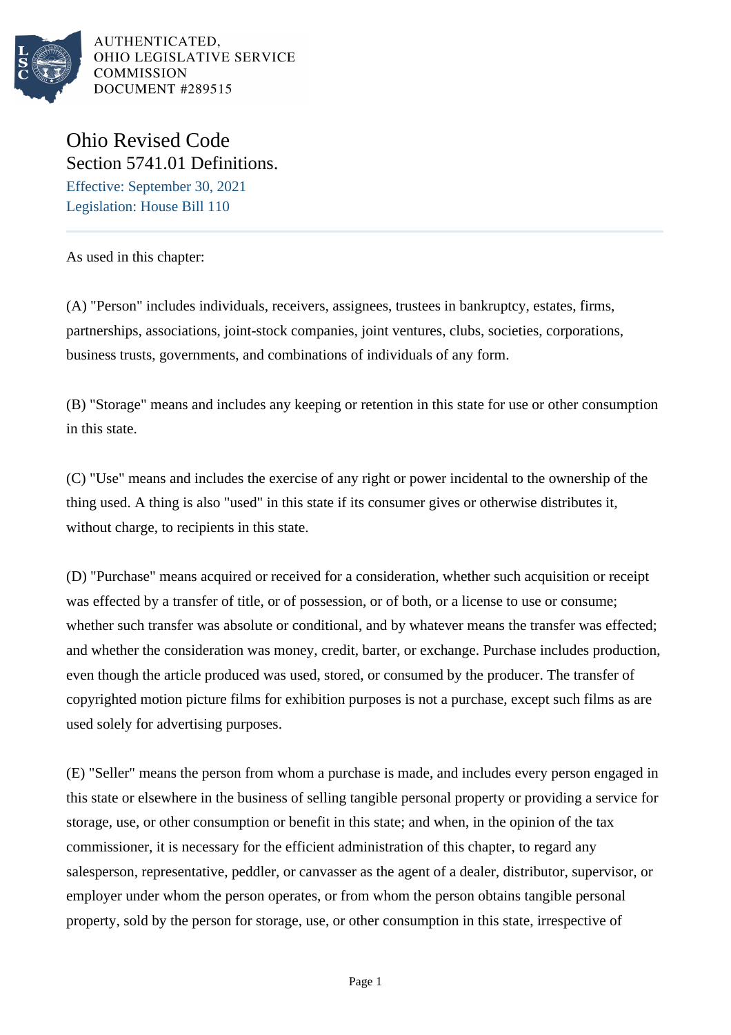AUTHENTICATED,
OHIO LEGISLATIVE SERVICE
COMMISSION
DOCUMENT #289515

# Ohio Revised Code
## Section 5741.01 Definitions.

Effective: September 30, 2021
Legislation: House Bill 110

As used in this chapter:

(A) "Person" includes individuals, receivers, assignees, trustees in bankruptcy, estates, firms, partnerships, associations, joint-stock companies, joint ventures, clubs, societies, corporations, business trusts, governments, and combinations of individuals of any form.

(B) "Storage" means and includes any keeping or retention in this state for use or other consumption in this state.

(C) "Use" means and includes the exercise of any right or power incidental to the ownership of the thing used. A thing is also "used" in this state if its consumer gives or otherwise distributes it, without charge, to recipients in this state.

(D) "Purchase" means acquired or received for a consideration, whether such acquisition or receipt was effected by a transfer of title, or of possession, or of both, or a license to use or consume; whether such transfer was absolute or conditional, and by whatever means the transfer was effected; and whether the consideration was money, credit, barter, or exchange. Purchase includes production, even though the article produced was used, stored, or consumed by the producer. The transfer of copyrighted motion picture films for exhibition purposes is not a purchase, except such films as are used solely for advertising purposes.

(E) "Seller" means the person from whom a purchase is made, and includes every person engaged in this state or elsewhere in the business of selling tangible personal property or providing a service for storage, use, or other consumption or benefit in this state; and when, in the opinion of the tax commissioner, it is necessary for the efficient administration of this chapter, to regard any salesperson, representative, peddler, or canvasser as the agent of a dealer, distributor, supervisor, or employer under whom the person operates, or from whom the person obtains tangible personal property, sold by the person for storage, use, or other consumption in this state, irrespective of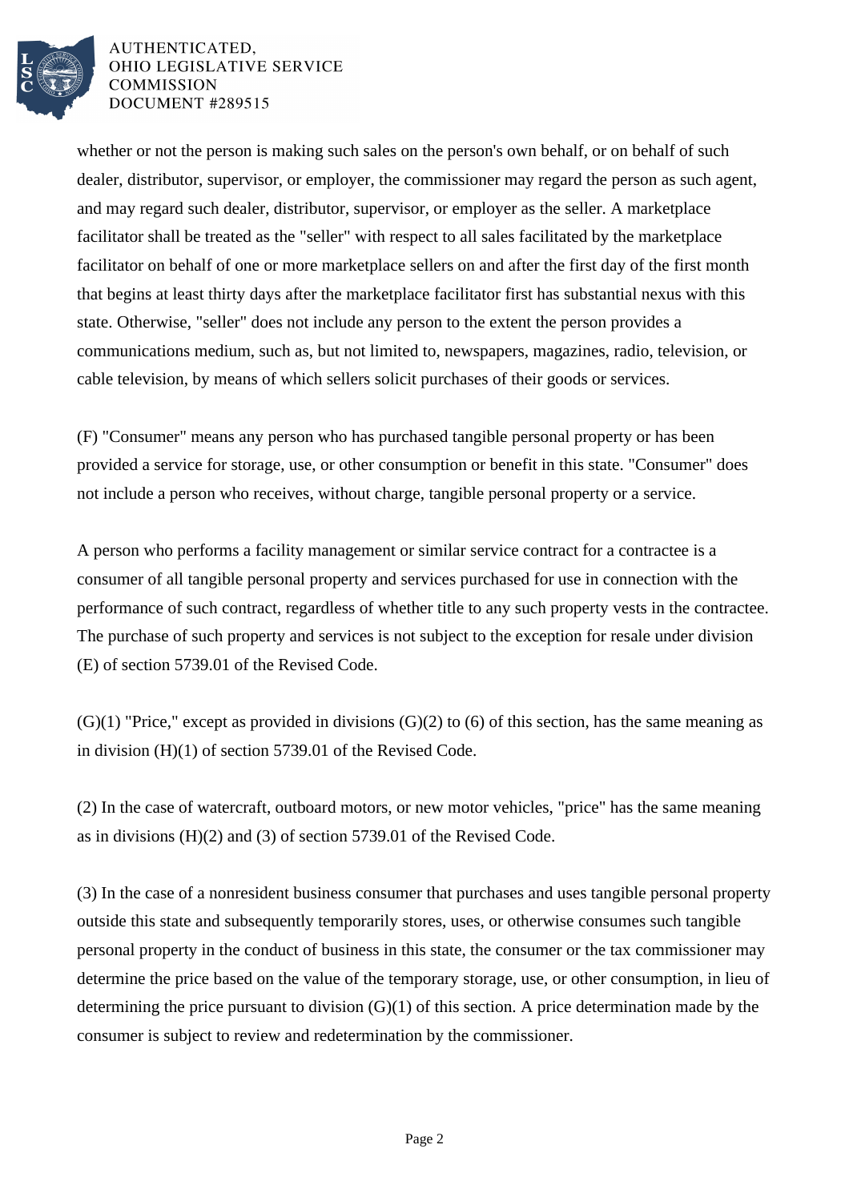whether or not the person is making such sales on the person's own behalf, or on behalf of such dealer, distributor, supervisor, or employer, the commissioner may regard the person as such agent, and may regard such dealer, distributor, supervisor, or employer as the seller. A marketplace facilitator shall be treated as the "seller" with respect to all sales facilitated by the marketplace facilitator on behalf of one or more marketplace sellers on and after the first day of the first month that begins at least thirty days after the marketplace facilitator first has substantial nexus with this state. Otherwise, "seller" does not include any person to the extent the person provides a communications medium, such as, but not limited to, newspapers, magazines, radio, television, or cable television, by means of which sellers solicit purchases of their goods or services.

(F) "Consumer" means any person who has purchased tangible personal property or has been provided a service for storage, use, or other consumption or benefit in this state. "Consumer" does not include a person who receives, without charge, tangible personal property or a service.

A person who performs a facility management or similar service contract for a contractee is a consumer of all tangible personal property and services purchased for use in connection with the performance of such contract, regardless of whether title to any such property vests in the contractee. The purchase of such property and services is not subject to the exception for resale under division (E) of section 5739.01 of the Revised Code.

(G)(1) "Price," except as provided in divisions (G)(2) to (6) of this section, has the same meaning as in division (H)(1) of section 5739.01 of the Revised Code.

(2) In the case of watercraft, outboard motors, or new motor vehicles, "price" has the same meaning as in divisions (H)(2) and (3) of section 5739.01 of the Revised Code.

(3) In the case of a nonresident business consumer that purchases and uses tangible personal property outside this state and subsequently temporarily stores, uses, or otherwise consumes such tangible personal property in the conduct of business in this state, the consumer or the tax commissioner may determine the price based on the value of the temporary storage, use, or other consumption, in lieu of determining the price pursuant to division (G)(1) of this section. A price determination made by the consumer is subject to review and redetermination by the commissioner.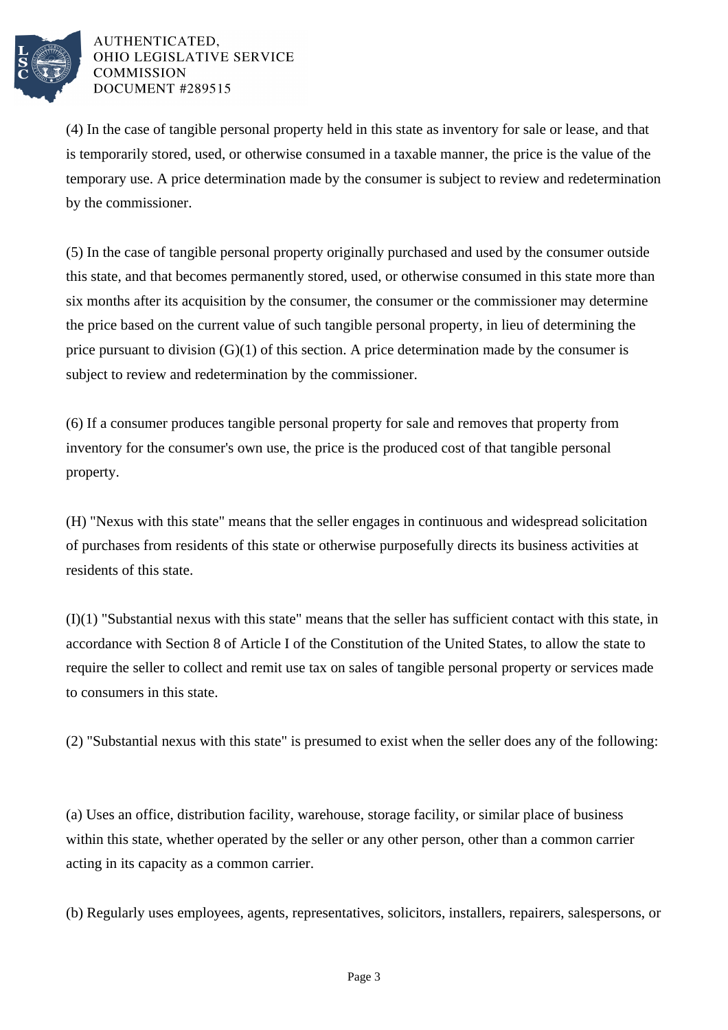(4) In the case of tangible personal property held in this state as inventory for sale or lease, and that is temporarily stored, used, or otherwise consumed in a taxable manner, the price is the value of the temporary use. A price determination made by the consumer is subject to review and redetermination by the commissioner.

(5) In the case of tangible personal property originally purchased and used by the consumer outside this state, and that becomes permanently stored, used, or otherwise consumed in this state more than six months after its acquisition by the consumer, the consumer or the commissioner may determine the price based on the current value of such tangible personal property, in lieu of determining the price pursuant to division (G)(1) of this section. A price determination made by the consumer is subject to review and redetermination by the commissioner.

(6) If a consumer produces tangible personal property for sale and removes that property from inventory for the consumer's own use, the price is the produced cost of that tangible personal property.

(H) "Nexus with this state" means that the seller engages in continuous and widespread solicitation of purchases from residents of this state or otherwise purposefully directs its business activities at residents of this state.

(I)(1) "Substantial nexus with this state" means that the seller has sufficient contact with this state, in accordance with Section 8 of Article I of the Constitution of the United States, to allow the state to require the seller to collect and remit use tax on sales of tangible personal property or services made to consumers in this state.

(2) "Substantial nexus with this state" is presumed to exist when the seller does any of the following:

(a) Uses an office, distribution facility, warehouse, storage facility, or similar place of business within this state, whether operated by the seller or any other person, other than a common carrier acting in its capacity as a common carrier.

(b) Regularly uses employees, agents, representatives, solicitors, installers, repairers, salespersons, or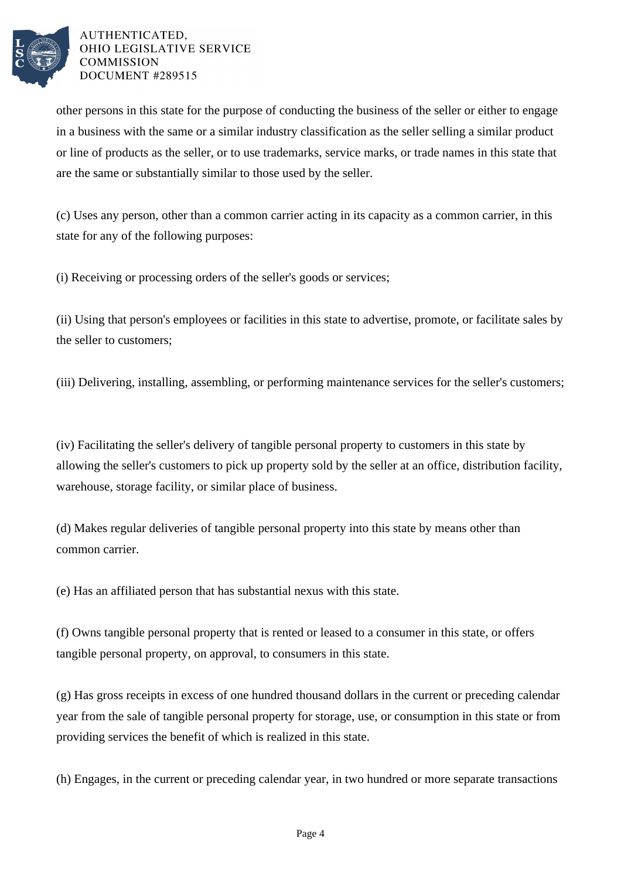other persons in this state for the purpose of conducting the business of the seller or either to engage in a business with the same or a similar industry classification as the seller selling a similar product or line of products as the seller, or to use trademarks, service marks, or trade names in this state that are the same or substantially similar to those used by the seller.

(c) Uses any person, other than a common carrier acting in its capacity as a common carrier, in this state for any of the following purposes:

(i) Receiving or processing orders of the seller's goods or services;

(ii) Using that person's employees or facilities in this state to advertise, promote, or facilitate sales by the seller to customers;

(iii) Delivering, installing, assembling, or performing maintenance services for the seller's customers;

(iv) Facilitating the seller's delivery of tangible personal property to customers in this state by allowing the seller's customers to pick up property sold by the seller at an office, distribution facility, warehouse, storage facility, or similar place of business.

(d) Makes regular deliveries of tangible personal property into this state by means other than common carrier.

(e) Has an affiliated person that has substantial nexus with this state.

(f) Owns tangible personal property that is rented or leased to a consumer in this state, or offers tangible personal property, on approval, to consumers in this state.

(g) Has gross receipts in excess of one hundred thousand dollars in the current or preceding calendar year from the sale of tangible personal property for storage, use, or consumption in this state or from providing services the benefit of which is realized in this state.

(h) Engages, in the current or preceding calendar year, in two hundred or more separate transactions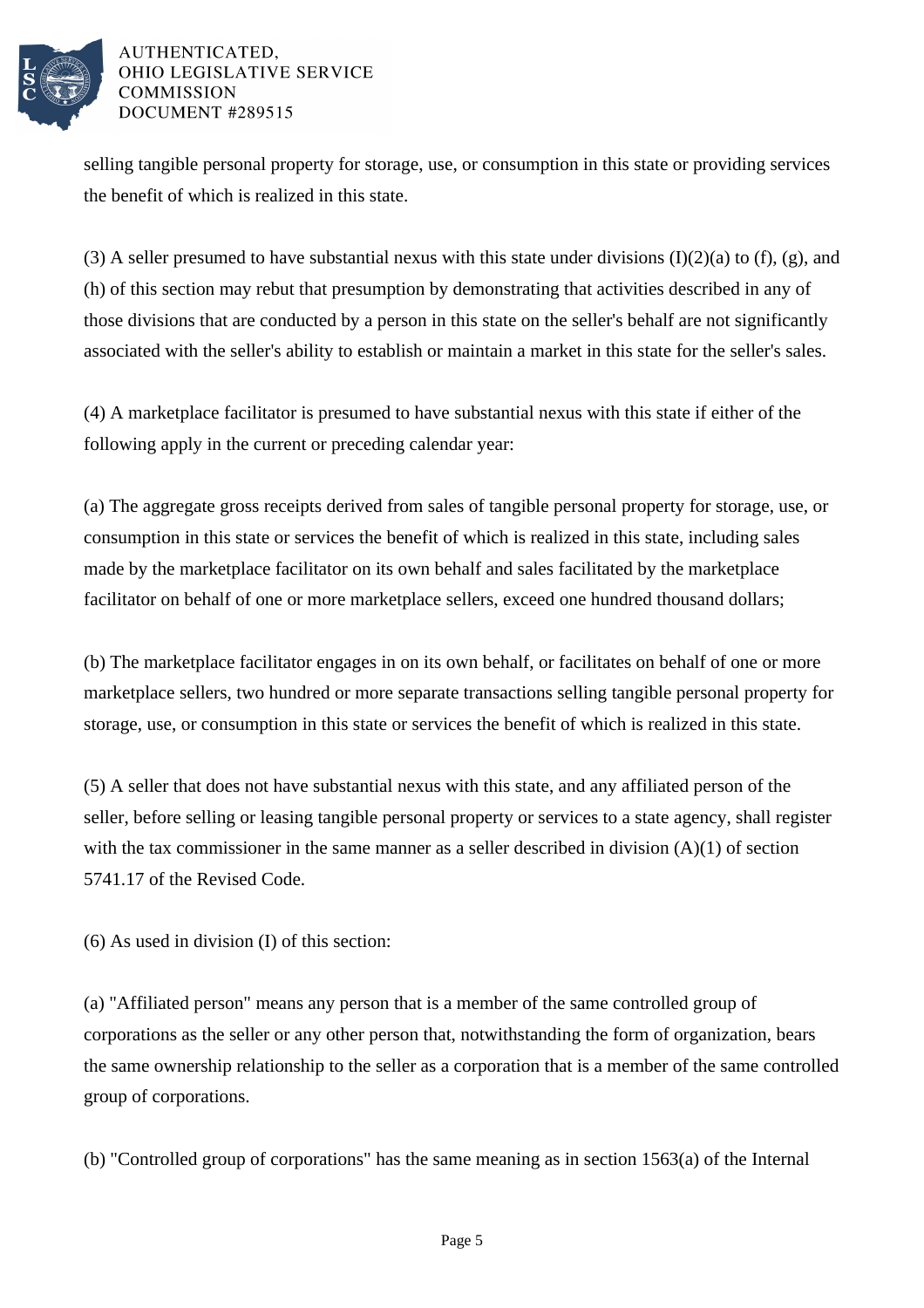selling tangible personal property for storage, use, or consumption in this state or providing services the benefit of which is realized in this state.

(3) A seller presumed to have substantial nexus with this state under divisions (I)(2)(a) to (f), (g), and (h) of this section may rebut that presumption by demonstrating that activities described in any of those divisions that are conducted by a person in this state on the seller's behalf are not significantly associated with the seller's ability to establish or maintain a market in this state for the seller's sales.

(4) A marketplace facilitator is presumed to have substantial nexus with this state if either of the following apply in the current or preceding calendar year:

(a) The aggregate gross receipts derived from sales of tangible personal property for storage, use, or consumption in this state or services the benefit of which is realized in this state, including sales made by the marketplace facilitator on its own behalf and sales facilitated by the marketplace facilitator on behalf of one or more marketplace sellers, exceed one hundred thousand dollars;

(b) The marketplace facilitator engages in on its own behalf, or facilitates on behalf of one or more marketplace sellers, two hundred or more separate transactions selling tangible personal property for storage, use, or consumption in this state or services the benefit of which is realized in this state.

(5) A seller that does not have substantial nexus with this state, and any affiliated person of the seller, before selling or leasing tangible personal property or services to a state agency, shall register with the tax commissioner in the same manner as a seller described in division (A)(1) of section 5741.17 of the Revised Code.

(6) As used in division (I) of this section:

(a) "Affiliated person" means any person that is a member of the same controlled group of corporations as the seller or any other person that, notwithstanding the form of organization, bears the same ownership relationship to the seller as a corporation that is a member of the same controlled group of corporations.

(b) "Controlled group of corporations" has the same meaning as in section 1563(a) of the Internal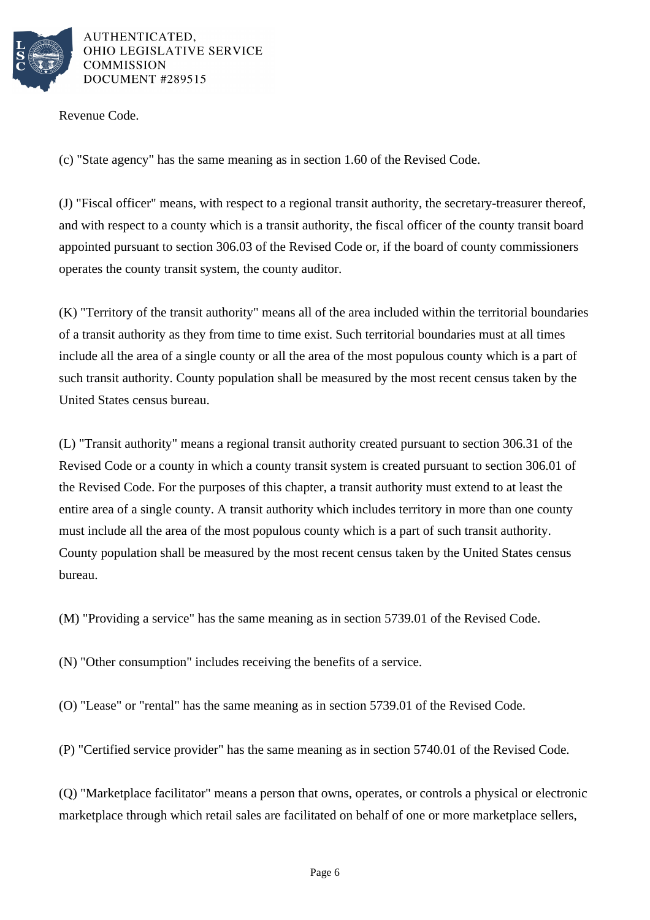Revenue Code.

(c) "State agency" has the same meaning as in section 1.60 of the Revised Code.

(J) "Fiscal officer" means, with respect to a regional transit authority, the secretary-treasurer thereof, and with respect to a county which is a transit authority, the fiscal officer of the county transit board appointed pursuant to section 306.03 of the Revised Code or, if the board of county commissioners operates the county transit system, the county auditor.

(K) "Territory of the transit authority" means all of the area included within the territorial boundaries of a transit authority as they from time to time exist. Such territorial boundaries must at all times include all the area of a single county or all the area of the most populous county which is a part of such transit authority. County population shall be measured by the most recent census taken by the United States census bureau.

(L) "Transit authority" means a regional transit authority created pursuant to section 306.31 of the Revised Code or a county in which a county transit system is created pursuant to section 306.01 of the Revised Code. For the purposes of this chapter, a transit authority must extend to at least the entire area of a single county. A transit authority which includes territory in more than one county must include all the area of the most populous county which is a part of such transit authority. County population shall be measured by the most recent census taken by the United States census bureau.

(M) "Providing a service" has the same meaning as in section 5739.01 of the Revised Code.

(N) "Other consumption" includes receiving the benefits of a service.

(O) "Lease" or "rental" has the same meaning as in section 5739.01 of the Revised Code.

(P) "Certified service provider" has the same meaning as in section 5740.01 of the Revised Code.

(Q) "Marketplace facilitator" means a person that owns, operates, or controls a physical or electronic marketplace through which retail sales are facilitated on behalf of one or more marketplace sellers,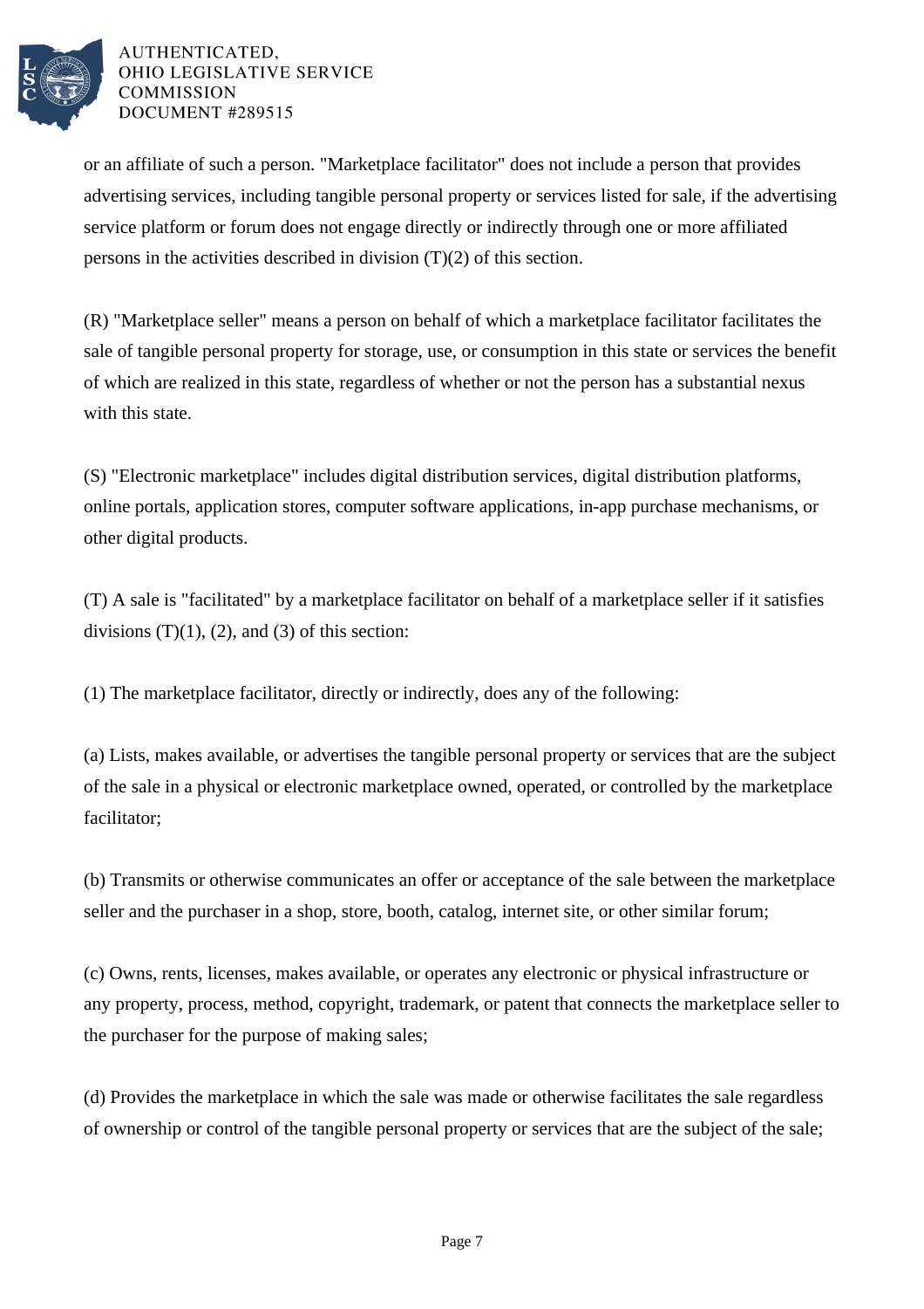or an affiliate of such a person. "Marketplace facilitator" does not include a person that provides advertising services, including tangible personal property or services listed for sale, if the advertising service platform or forum does not engage directly or indirectly through one or more affiliated persons in the activities described in division (T)(2) of this section.

(R) "Marketplace seller" means a person on behalf of which a marketplace facilitator facilitates the sale of tangible personal property for storage, use, or consumption in this state or services the benefit of which are realized in this state, regardless of whether or not the person has a substantial nexus with this state.

(S) "Electronic marketplace" includes digital distribution services, digital distribution platforms, online portals, application stores, computer software applications, in-app purchase mechanisms, or other digital products.

(T) A sale is "facilitated" by a marketplace facilitator on behalf of a marketplace seller if it satisfies divisions (T)(1), (2), and (3) of this section:

(1) The marketplace facilitator, directly or indirectly, does any of the following:

(a) Lists, makes available, or advertises the tangible personal property or services that are the subject of the sale in a physical or electronic marketplace owned, operated, or controlled by the marketplace facilitator;

(b) Transmits or otherwise communicates an offer or acceptance of the sale between the marketplace seller and the purchaser in a shop, store, booth, catalog, internet site, or other similar forum;

(c) Owns, rents, licenses, makes available, or operates any electronic or physical infrastructure or any property, process, method, copyright, trademark, or patent that connects the marketplace seller to the purchaser for the purpose of making sales;

(d) Provides the marketplace in which the sale was made or otherwise facilitates the sale regardless of ownership or control of the tangible personal property or services that are the subject of the sale;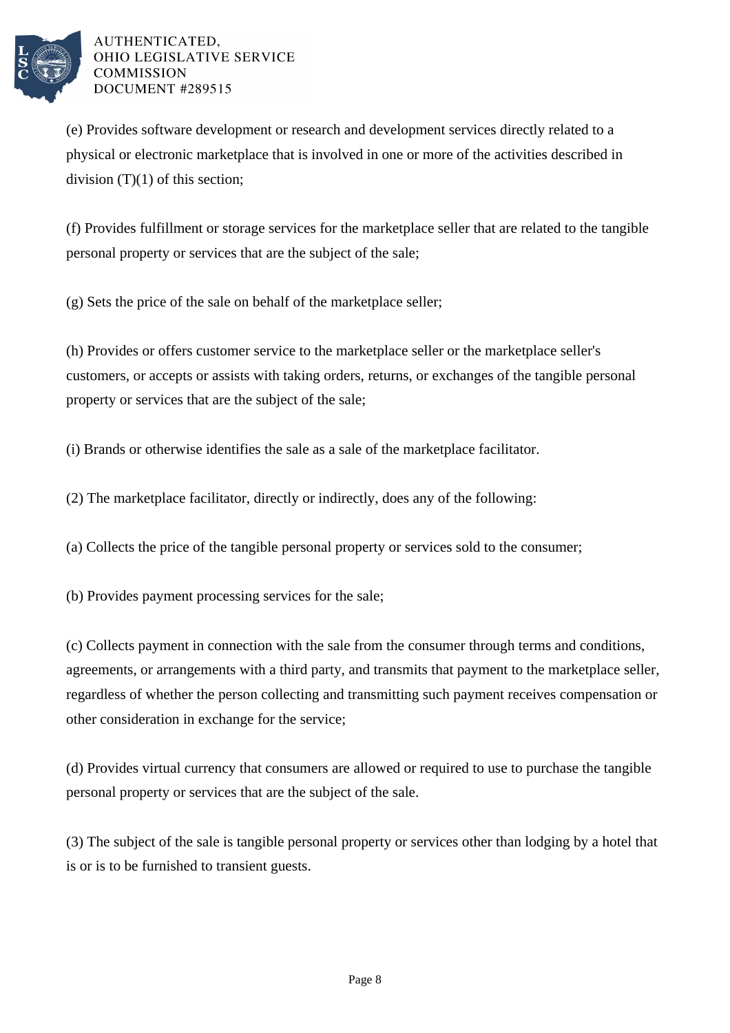(e) Provides software development or research and development services directly related to a physical or electronic marketplace that is involved in one or more of the activities described in division (T)(1) of this section;

(f) Provides fulfillment or storage services for the marketplace seller that are related to the tangible personal property or services that are the subject of the sale;

(g) Sets the price of the sale on behalf of the marketplace seller;

(h) Provides or offers customer service to the marketplace seller or the marketplace seller's customers, or accepts or assists with taking orders, returns, or exchanges of the tangible personal property or services that are the subject of the sale;

(i) Brands or otherwise identifies the sale as a sale of the marketplace facilitator.

(2) The marketplace facilitator, directly or indirectly, does any of the following:

(a) Collects the price of the tangible personal property or services sold to the consumer;

(b) Provides payment processing services for the sale;

(c) Collects payment in connection with the sale from the consumer through terms and conditions, agreements, or arrangements with a third party, and transmits that payment to the marketplace seller, regardless of whether the person collecting and transmitting such payment receives compensation or other consideration in exchange for the service;

(d) Provides virtual currency that consumers are allowed or required to use to purchase the tangible personal property or services that are the subject of the sale.

(3) The subject of the sale is tangible personal property or services other than lodging by a hotel that is or is to be furnished to transient guests.